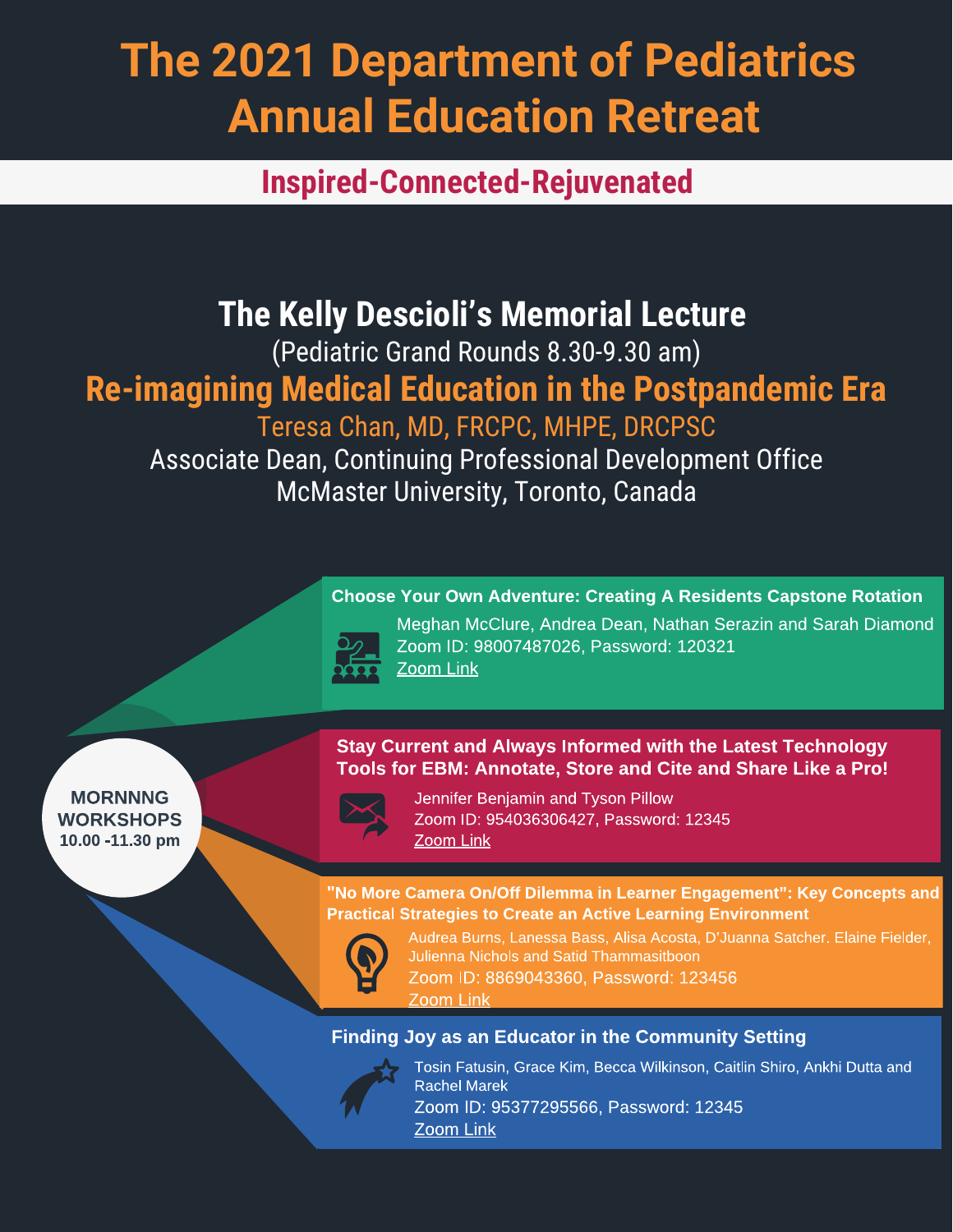# The 2021 Department of Pediatrics Annual Education Retreat

## Inspired-Connected-Rejuvenated

## The Kelly Descioli's Memorial Lecture

(Pediatric Grand Rounds 8.30-9.30 am)

## Re-imagining Medical Education in the Postpandemic Era

Teresa Chan, MD, FRCPC, MHPE, DRCPSC

Associate Dean, Continuing Professional Development Office

McMaster University, Toronto, Canada

**MORNNNG WORKSHOPS**
**10.00 -11.30 pm**

### Choose Your Own Adventure: Creating A Residents Capstone Rotation

Meghan McClure, Andrea Dean, Nathan Serazin and Sarah Diamond

Zoom ID: 98007487026, Password: 120321

Zoom Link

### Stay Current and Always Informed with the Latest Technology Tools for EBM: Annotate, Store and Cite and Share Like a Pro!

Jennifer Benjamin and Tyson Pillow

Zoom ID: 954036306427, Password: 12345

Zoom Link

### "No More Camera On/Off Dilemma in Learner Engagement": Key Concepts and Practical Strategies to Create an Active Learning Environment

Audrea Burns, Lanessa Bass, Alisa Acosta, D'Juanna Satcher. Elaine Fielder, Julienna Nichols and Satid Thammasitboon

Zoom ID: 8869043360, Password: 123456

Zoom Link

### Finding Joy as an Educator in the Community Setting

Tosin Fatusin, Grace Kim, Becca Wilkinson, Caitlin Shiro, Ankhi Dutta and Rachel Marek

Zoom ID: 95377295566, Password: 12345

Zoom Link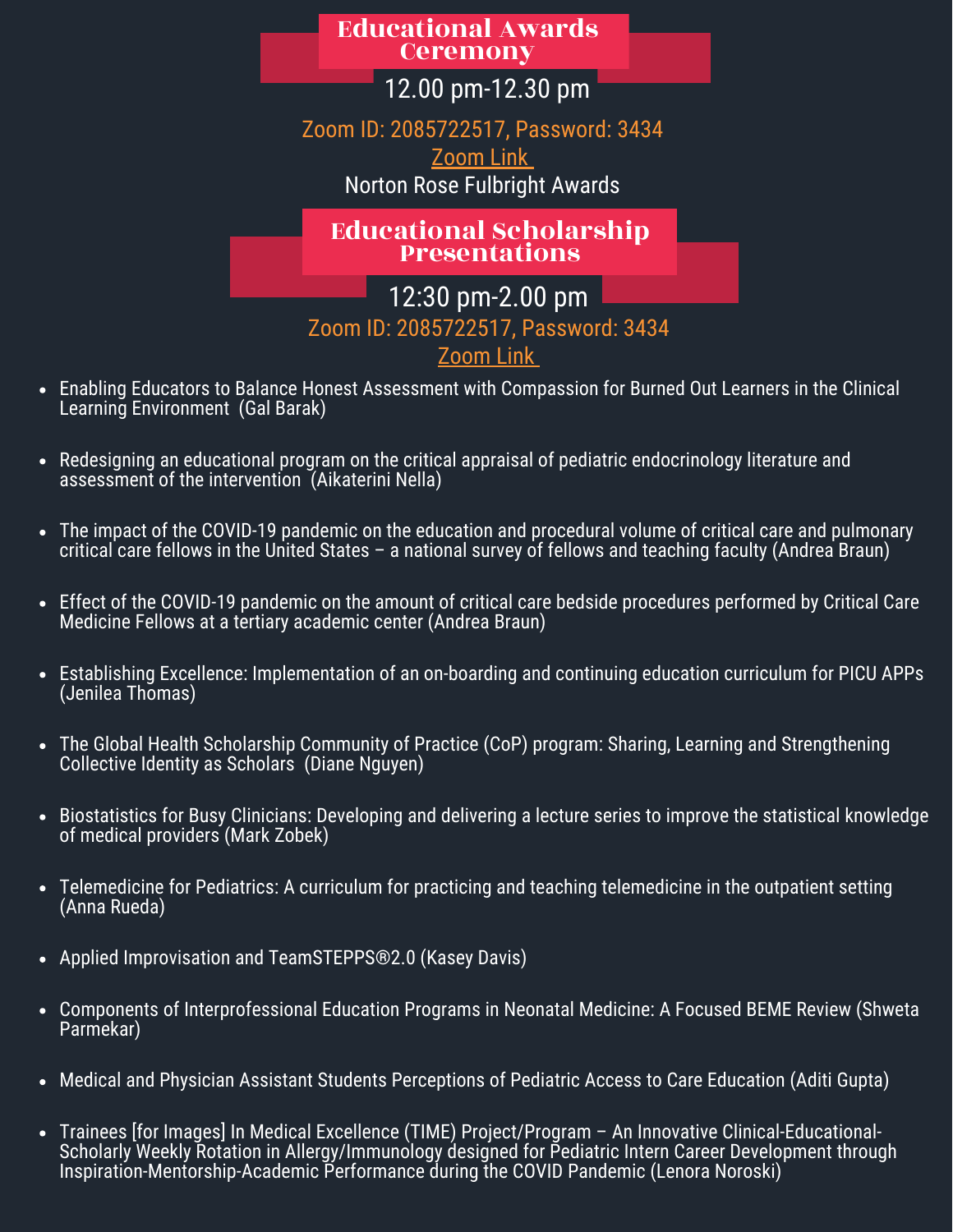## Educational Awards Ceremony

12.00 pm-12.30 pm

Zoom ID: 2085722517, Password: 3434

Zoom Link

Norton Rose Fulbright Awards

## Educational Scholarship Presentations

12:30 pm-2.00 pm

Zoom ID: 2085722517, Password: 3434

Zoom Link

- Enabling Educators to Balance Honest Assessment with Compassion for Burned Out Learners in the Clinical Learning Environment (Gal Barak)
- Redesigning an educational program on the critical appraisal of pediatric endocrinology literature and assessment of the intervention (Aikaterini Nella)
- The impact of the COVID-19 pandemic on the education and procedural volume of critical care and pulmonary critical care fellows in the United States – a national survey of fellows and teaching faculty (Andrea Braun)
- Effect of the COVID-19 pandemic on the amount of critical care bedside procedures performed by Critical Care Medicine Fellows at a tertiary academic center (Andrea Braun)
- Establishing Excellence: Implementation of an on-boarding and continuing education curriculum for PICU APPs (Jenilea Thomas)
- The Global Health Scholarship Community of Practice (CoP) program: Sharing, Learning and Strengthening Collective Identity as Scholars (Diane Nguyen)
- Biostatistics for Busy Clinicians: Developing and delivering a lecture series to improve the statistical knowledge of medical providers (Mark Zobek)
- Telemedicine for Pediatrics: A curriculum for practicing and teaching telemedicine in the outpatient setting (Anna Rueda)
- Applied Improvisation and TeamSTEPPS®2.0 (Kasey Davis)
- Components of Interprofessional Education Programs in Neonatal Medicine: A Focused BEME Review (Shweta Parmekar)
- Medical and Physician Assistant Students Perceptions of Pediatric Access to Care Education (Aditi Gupta)
- Trainees [for Images] In Medical Excellence (TIME) Project/Program – An Innovative Clinical-Educational-Scholarly Weekly Rotation in Allergy/Immunology designed for Pediatric Intern Career Development through Inspiration-Mentorship-Academic Performance during the COVID Pandemic (Lenora Noroski)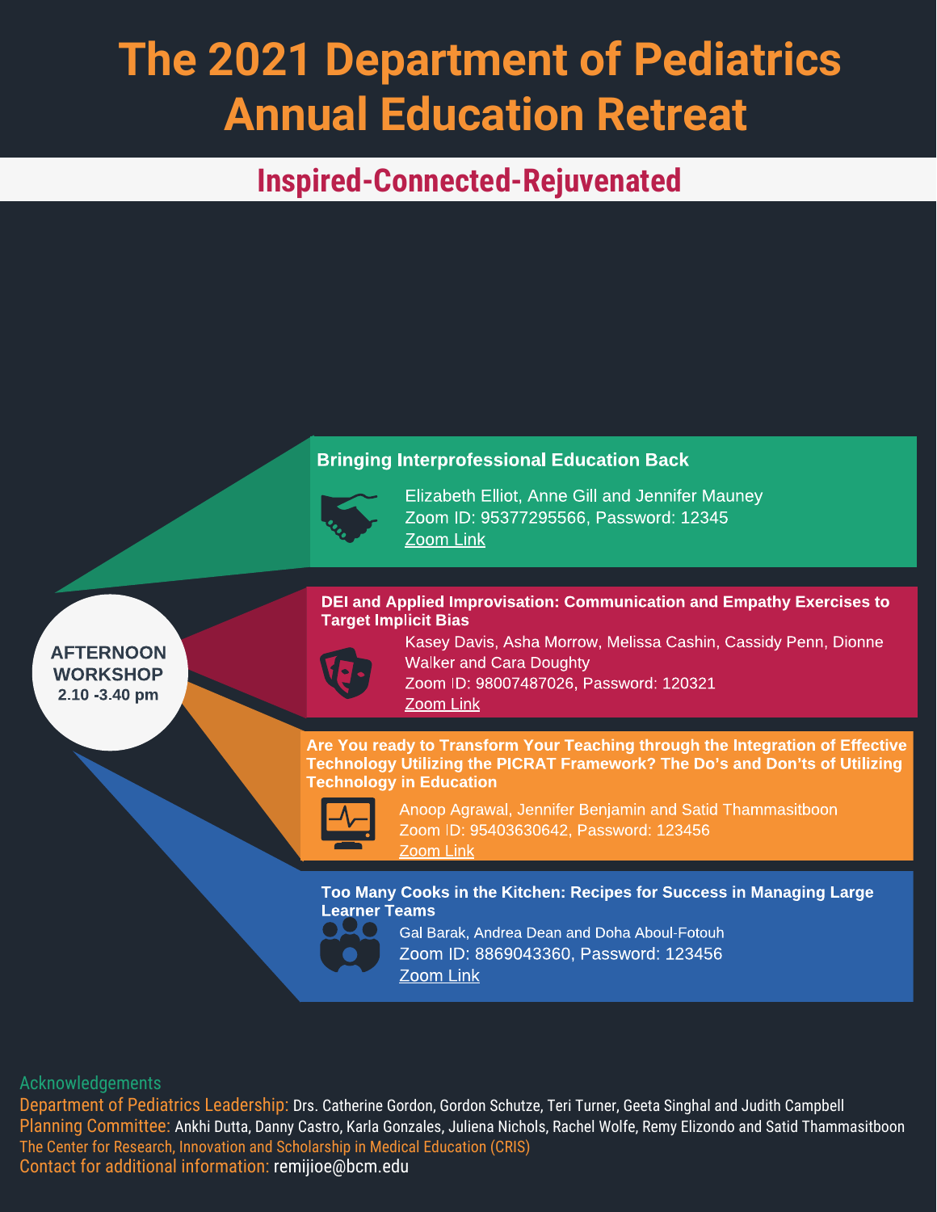# The 2021 Department of Pediatrics Annual Education Retreat

## Inspired-Connected-Rejuvenated

**AFTERNOON WORKSHOP**
**2.10 -3.40 pm**

### Bringing Interprofessional Education Back

Elizabeth Elliot, Anne Gill and Jennifer Mauney
Zoom ID: 95377295566, Password: 12345
Zoom Link

### DEI and Applied Improvisation: Communication and Empathy Exercises to Target Implicit Bias

Kasey Davis, Asha Morrow, Melissa Cashin, Cassidy Penn, Dionne Walker and Cara Doughty
Zoom ID: 98007487026, Password: 120321
Zoom Link

### Are You ready to Transform Your Teaching through the Integration of Effective Technology Utilizing the PICRAT Framework? The Do's and Don'ts of Utilizing Technology in Education

Anoop Agrawal, Jennifer Benjamin and Satid Thammasitboon
Zoom ID: 95403630642, Password: 123456
Zoom Link

### Too Many Cooks in the Kitchen: Recipes for Success in Managing Large Learner Teams

Gal Barak, Andrea Dean and Doha Aboul-Fotouh
Zoom ID: 8869043360, Password: 123456
Zoom Link

Acknowledgements

Department of Pediatrics Leadership: Drs. Catherine Gordon, Gordon Schutze, Teri Turner, Geeta Singhal and Judith Campbell

Planning Committee: Ankhi Dutta, Danny Castro, Karla Gonzales, Juliena Nichols, Rachel Wolfe, Remy Elizondo and Satid Thammasitboon

The Center for Research, Innovation and Scholarship in Medical Education (CRIS)

Contact for additional information: remijioe@bcm.edu